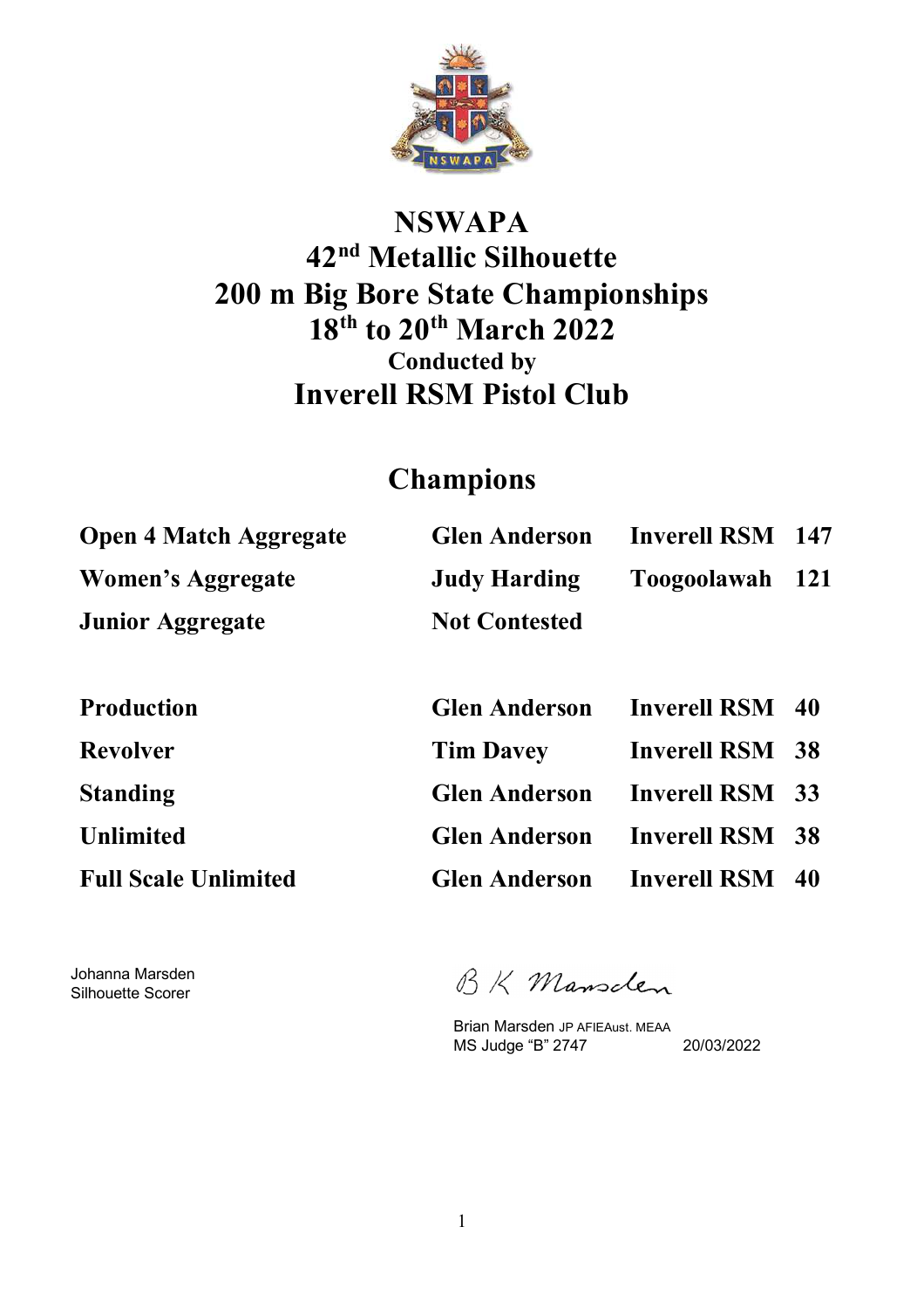# NSWAPA
## 42nd Metallic Silhouette
## 200 m Big Bore State Championships
## 18th to 20th March 2022
### Conducted by
## Inverell RSM Pistol Club

## Champions

| | | | |
|---|---|---|---|
| **Open 4 Match Aggregate** | **Glen Anderson** | **Inverell RSM** | **147** |
| **Women's Aggregate** | **Judy Harding** | **Toogoolawah** | **121** |
| **Junior Aggregate** | **Not Contested** | | |
| | | | |
| **Production** | **Glen Anderson** | **Inverell RSM** | **40** |
| **Revolver** | **Tim Davey** | **Inverell RSM** | **38** |
| **Standing** | **Glen Anderson** | **Inverell RSM** | **33** |
| **Unlimited** | **Glen Anderson** | **Inverell RSM** | **38** |
| **Full Scale Unlimited** | **Glen Anderson** | **Inverell RSM** | **40** |

Johanna Marsden
Silhouette Scorer

B K Marsden

Brian Marsden JP AFIEAust. MEAA
MS Judge "B" 2747 20/03/2022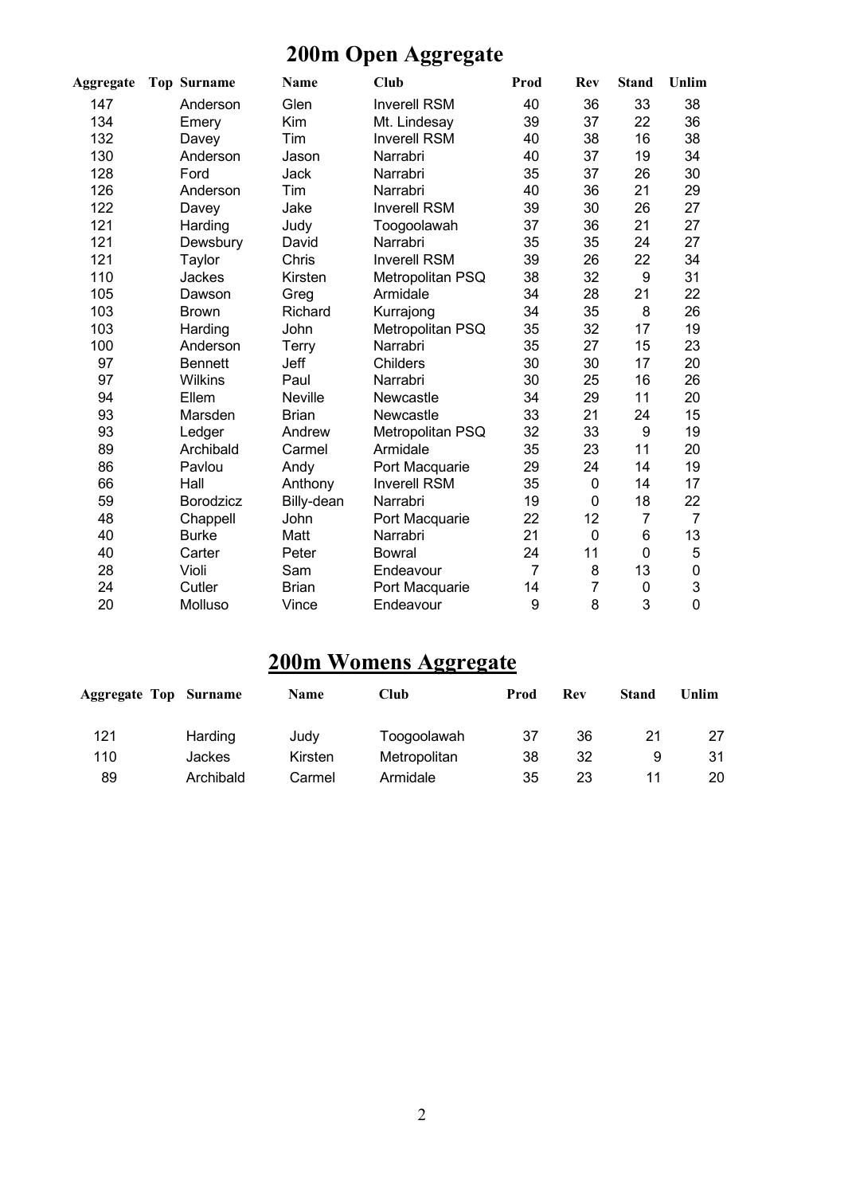# 200m Open Aggregate

| Aggregate | Top | Surname | Name | Club | Prod | Rev | Stand | Unlim |
|---|---|---|---|---|---|---|---|---|
| 147 | | Anderson | Glen | Inverell RSM | 40 | 36 | 33 | 38 |
| 134 | | Emery | Kim | Mt. Lindesay | 39 | 37 | 22 | 36 |
| 132 | | Davey | Tim | Inverell RSM | 40 | 38 | 16 | 38 |
| 130 | | Anderson | Jason | Narrabri | 40 | 37 | 19 | 34 |
| 128 | | Ford | Jack | Narrabri | 35 | 37 | 26 | 30 |
| 126 | | Anderson | Tim | Narrabri | 40 | 36 | 21 | 29 |
| 122 | | Davey | Jake | Inverell RSM | 39 | 30 | 26 | 27 |
| 121 | | Harding | Judy | Toogoolawah | 37 | 36 | 21 | 27 |
| 121 | | Dewsbury | David | Narrabri | 35 | 35 | 24 | 27 |
| 121 | | Taylor | Chris | Inverell RSM | 39 | 26 | 22 | 34 |
| 110 | | Jackes | Kirsten | Metropolitan PSQ | 38 | 32 | 9 | 31 |
| 105 | | Dawson | Greg | Armidale | 34 | 28 | 21 | 22 |
| 103 | | Brown | Richard | Kurrajong | 34 | 35 | 8 | 26 |
| 103 | | Harding | John | Metropolitan PSQ | 35 | 32 | 17 | 19 |
| 100 | | Anderson | Terry | Narrabri | 35 | 27 | 15 | 23 |
| 97 | | Bennett | Jeff | Childers | 30 | 30 | 17 | 20 |
| 97 | | Wilkins | Paul | Narrabri | 30 | 25 | 16 | 26 |
| 94 | | Ellem | Neville | Newcastle | 34 | 29 | 11 | 20 |
| 93 | | Marsden | Brian | Newcastle | 33 | 21 | 24 | 15 |
| 93 | | Ledger | Andrew | Metropolitan PSQ | 32 | 33 | 9 | 19 |
| 89 | | Archibald | Carmel | Armidale | 35 | 23 | 11 | 20 |
| 86 | | Pavlou | Andy | Port Macquarie | 29 | 24 | 14 | 19 |
| 66 | | Hall | Anthony | Inverell RSM | 35 | 0 | 14 | 17 |
| 59 | | Borodzicz | Billy-dean | Narrabri | 19 | 0 | 18 | 22 |
| 48 | | Chappell | John | Port Macquarie | 22 | 12 | 7 | 7 |
| 40 | | Burke | Matt | Narrabri | 21 | 0 | 6 | 13 |
| 40 | | Carter | Peter | Bowral | 24 | 11 | 0 | 5 |
| 28 | | Violi | Sam | Endeavour | 7 | 8 | 13 | 0 |
| 24 | | Cutler | Brian | Port Macquarie | 14 | 7 | 0 | 3 |
| 20 | | Molluso | Vince | Endeavour | 9 | 8 | 3 | 0 |

# 200m Womens Aggregate

| Aggregate | Top | Surname | Name | Club | Prod | Rev | Stand | Unlim |
|---|---|---|---|---|---|---|---|---|
| 121 | | Harding | Judy | Toogoolawah | 37 | 36 | 21 | 27 |
| 110 | | Jackes | Kirsten | Metropolitan | 38 | 32 | 9 | 31 |
| 89 | | Archibald | Carmel | Armidale | 35 | 23 | 11 | 20 |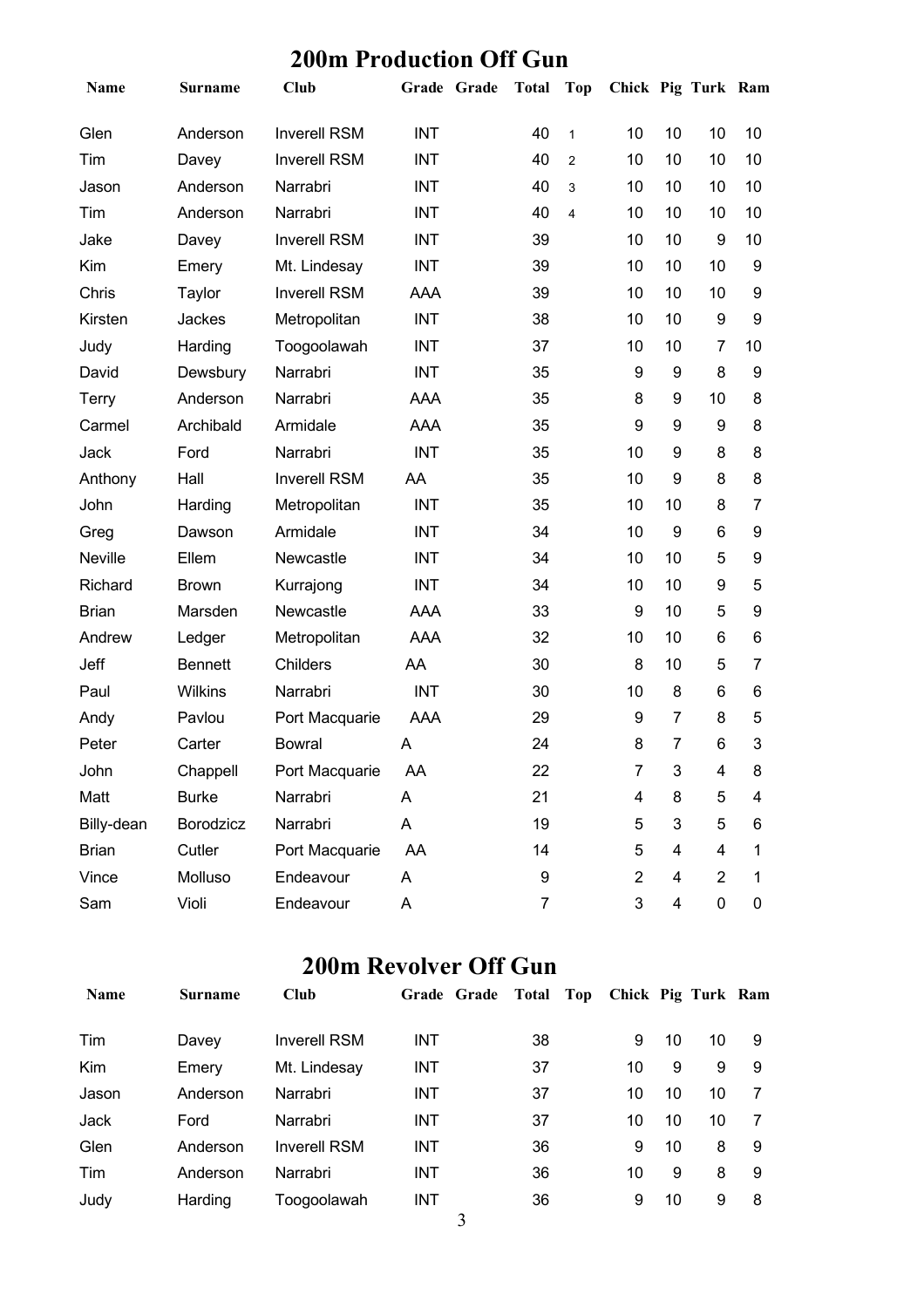# 200m Production Off Gun

| Name | Surname | Club | Grade | Grade | Total | Top | Chick | Pig | Turk | Ram |
|---|---|---|---|---|---|---|---|---|---|---|
| Glen | Anderson | Inverell RSM | INT | | 40 | 1 | 10 | 10 | 10 | 10 |
| Tim | Davey | Inverell RSM | INT | | 40 | 2 | 10 | 10 | 10 | 10 |
| Jason | Anderson | Narrabri | INT | | 40 | 3 | 10 | 10 | 10 | 10 |
| Tim | Anderson | Narrabri | INT | | 40 | 4 | 10 | 10 | 10 | 10 |
| Jake | Davey | Inverell RSM | INT | | 39 | | 10 | 10 | 9 | 10 |
| Kim | Emery | Mt. Lindesay | INT | | 39 | | 10 | 10 | 10 | 9 |
| Chris | Taylor | Inverell RSM | AAA | | 39 | | 10 | 10 | 10 | 9 |
| Kirsten | Jackes | Metropolitan | INT | | 38 | | 10 | 10 | 9 | 9 |
| Judy | Harding | Toogoolawah | INT | | 37 | | 10 | 10 | 7 | 10 |
| David | Dewsbury | Narrabri | INT | | 35 | | 9 | 9 | 8 | 9 |
| Terry | Anderson | Narrabri | AAA | | 35 | | 8 | 9 | 10 | 8 |
| Carmel | Archibald | Armidale | AAA | | 35 | | 9 | 9 | 9 | 8 |
| Jack | Ford | Narrabri | INT | | 35 | | 10 | 9 | 8 | 8 |
| Anthony | Hall | Inverell RSM | AA | | 35 | | 10 | 9 | 8 | 8 |
| John | Harding | Metropolitan | INT | | 35 | | 10 | 10 | 8 | 7 |
| Greg | Dawson | Armidale | INT | | 34 | | 10 | 9 | 6 | 9 |
| Neville | Ellem | Newcastle | INT | | 34 | | 10 | 10 | 5 | 9 |
| Richard | Brown | Kurrajong | INT | | 34 | | 10 | 10 | 9 | 5 |
| Brian | Marsden | Newcastle | AAA | | 33 | | 9 | 10 | 5 | 9 |
| Andrew | Ledger | Metropolitan | AAA | | 32 | | 10 | 10 | 6 | 6 |
| Jeff | Bennett | Childers | AA | | 30 | | 8 | 10 | 5 | 7 |
| Paul | Wilkins | Narrabri | INT | | 30 | | 10 | 8 | 6 | 6 |
| Andy | Pavlou | Port Macquarie | AAA | | 29 | | 9 | 7 | 8 | 5 |
| Peter | Carter | Bowral | A | | 24 | | 8 | 7 | 6 | 3 |
| John | Chappell | Port Macquarie | AA | | 22 | | 7 | 3 | 4 | 8 |
| Matt | Burke | Narrabri | A | | 21 | | 4 | 8 | 5 | 4 |
| Billy-dean | Borodzicz | Narrabri | A | | 19 | | 5 | 3 | 5 | 6 |
| Brian | Cutler | Port Macquarie | AA | | 14 | | 5 | 4 | 4 | 1 |
| Vince | Molluso | Endeavour | A | | 9 | | 2 | 4 | 2 | 1 |
| Sam | Violi | Endeavour | A | | 7 | | 3 | 4 | 0 | 0 |

# 200m Revolver Off Gun

| Name | Surname | Club | Grade | Grade | Total | Top | Chick | Pig | Turk | Ram |
|---|---|---|---|---|---|---|---|---|---|---|
| Tim | Davey | Inverell RSM | INT | | 38 | | 9 | 10 | 10 | 9 |
| Kim | Emery | Mt. Lindesay | INT | | 37 | | 10 | 9 | 9 | 9 |
| Jason | Anderson | Narrabri | INT | | 37 | | 10 | 10 | 10 | 7 |
| Jack | Ford | Narrabri | INT | | 37 | | 10 | 10 | 10 | 7 |
| Glen | Anderson | Inverell RSM | INT | | 36 | | 9 | 10 | 8 | 9 |
| Tim | Anderson | Narrabri | INT | | 36 | | 10 | 9 | 8 | 9 |
| Judy | Harding | Toogoolawah | INT | | 36 | | 9 | 10 | 9 | 8 |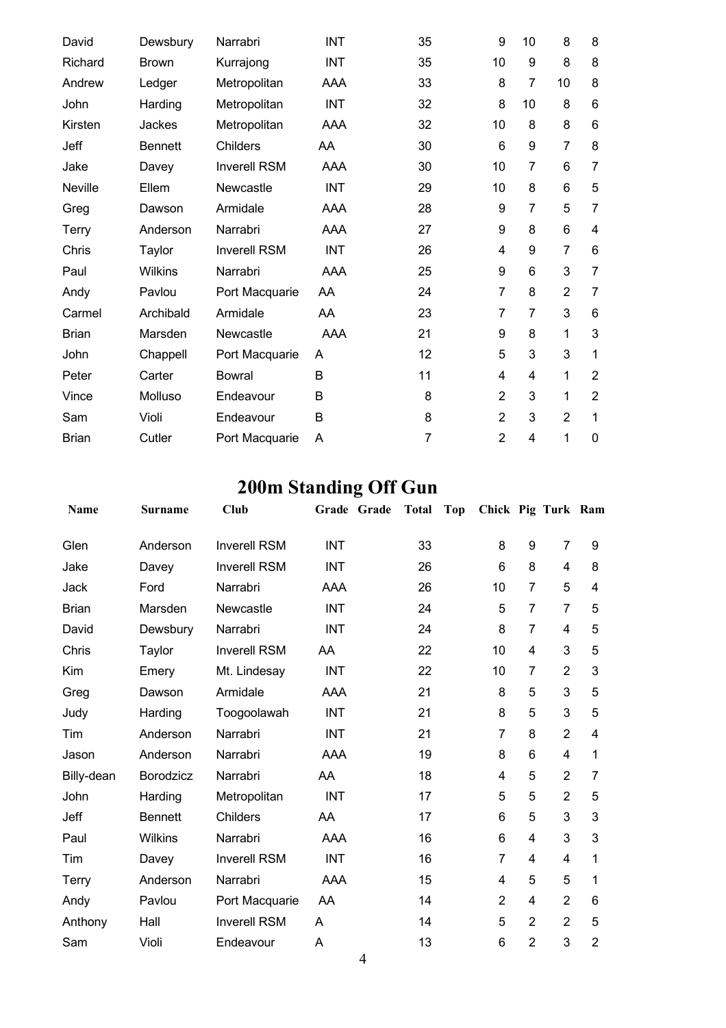| | | | | | | | | | | |
|---|---|---|---|---|---|---|---|---|---|---|
| David | Dewsbury | Narrabri | INT | | 35 | | 9 | 10 | 8 | 8 |
| Richard | Brown | Kurrajong | INT | | 35 | | 10 | 9 | 8 | 8 |
| Andrew | Ledger | Metropolitan | AAA | | 33 | | 8 | 7 | 10 | 8 |
| John | Harding | Metropolitan | INT | | 32 | | 8 | 10 | 8 | 6 |
| Kirsten | Jackes | Metropolitan | AAA | | 32 | | 10 | 8 | 8 | 6 |
| Jeff | Bennett | Childers | AA | | 30 | | 6 | 9 | 7 | 8 |
| Jake | Davey | Inverell RSM | AAA | | 30 | | 10 | 7 | 6 | 7 |
| Neville | Ellem | Newcastle | INT | | 29 | | 10 | 8 | 6 | 5 |
| Greg | Dawson | Armidale | AAA | | 28 | | 9 | 7 | 5 | 7 |
| Terry | Anderson | Narrabri | AAA | | 27 | | 9 | 8 | 6 | 4 |
| Chris | Taylor | Inverell RSM | INT | | 26 | | 4 | 9 | 7 | 6 |
| Paul | Wilkins | Narrabri | AAA | | 25 | | 9 | 6 | 3 | 7 |
| Andy | Pavlou | Port Macquarie | AA | | 24 | | 7 | 8 | 2 | 7 |
| Carmel | Archibald | Armidale | AA | | 23 | | 7 | 7 | 3 | 6 |
| Brian | Marsden | Newcastle | AAA | | 21 | | 9 | 8 | 1 | 3 |
| John | Chappell | Port Macquarie | A | | 12 | | 5 | 3 | 3 | 1 |
| Peter | Carter | Bowral | B | | 11 | | 4 | 4 | 1 | 2 |
| Vince | Molluso | Endeavour | B | | 8 | | 2 | 3 | 1 | 2 |
| Sam | Violi | Endeavour | B | | 8 | | 2 | 3 | 2 | 1 |
| Brian | Cutler | Port Macquarie | A | | 7 | | 2 | 4 | 1 | 0 |

# 200m Standing Off Gun

| Name | Surname | Club | Grade | Grade | Total | Top | Chick | Pig | Turk | Ram |
|---|---|---|---|---|---|---|---|---|---|---|
| Glen | Anderson | Inverell RSM | INT | | 33 | | 8 | 9 | 7 | 9 |
| Jake | Davey | Inverell RSM | INT | | 26 | | 6 | 8 | 4 | 8 |
| Jack | Ford | Narrabri | AAA | | 26 | | 10 | 7 | 5 | 4 |
| Brian | Marsden | Newcastle | INT | | 24 | | 5 | 7 | 7 | 5 |
| David | Dewsbury | Narrabri | INT | | 24 | | 8 | 7 | 4 | 5 |
| Chris | Taylor | Inverell RSM | AA | | 22 | | 10 | 4 | 3 | 5 |
| Kim | Emery | Mt. Lindesay | INT | | 22 | | 10 | 7 | 2 | 3 |
| Greg | Dawson | Armidale | AAA | | 21 | | 8 | 5 | 3 | 5 |
| Judy | Harding | Toogoolawah | INT | | 21 | | 8 | 5 | 3 | 5 |
| Tim | Anderson | Narrabri | INT | | 21 | | 7 | 8 | 2 | 4 |
| Jason | Anderson | Narrabri | AAA | | 19 | | 8 | 6 | 4 | 1 |
| Billy-dean | Borodzicz | Narrabri | AA | | 18 | | 4 | 5 | 2 | 7 |
| John | Harding | Metropolitan | INT | | 17 | | 5 | 5 | 2 | 5 |
| Jeff | Bennett | Childers | AA | | 17 | | 6 | 5 | 3 | 3 |
| Paul | Wilkins | Narrabri | AAA | | 16 | | 6 | 4 | 3 | 3 |
| Tim | Davey | Inverell RSM | INT | | 16 | | 7 | 4 | 4 | 1 |
| Terry | Anderson | Narrabri | AAA | | 15 | | 4 | 5 | 5 | 1 |
| Andy | Pavlou | Port Macquarie | AA | | 14 | | 2 | 4 | 2 | 6 |
| Anthony | Hall | Inverell RSM | A | | 14 | | 5 | 2 | 2 | 5 |
| Sam | Violi | Endeavour | A | | 13 | | 6 | 2 | 3 | 2 |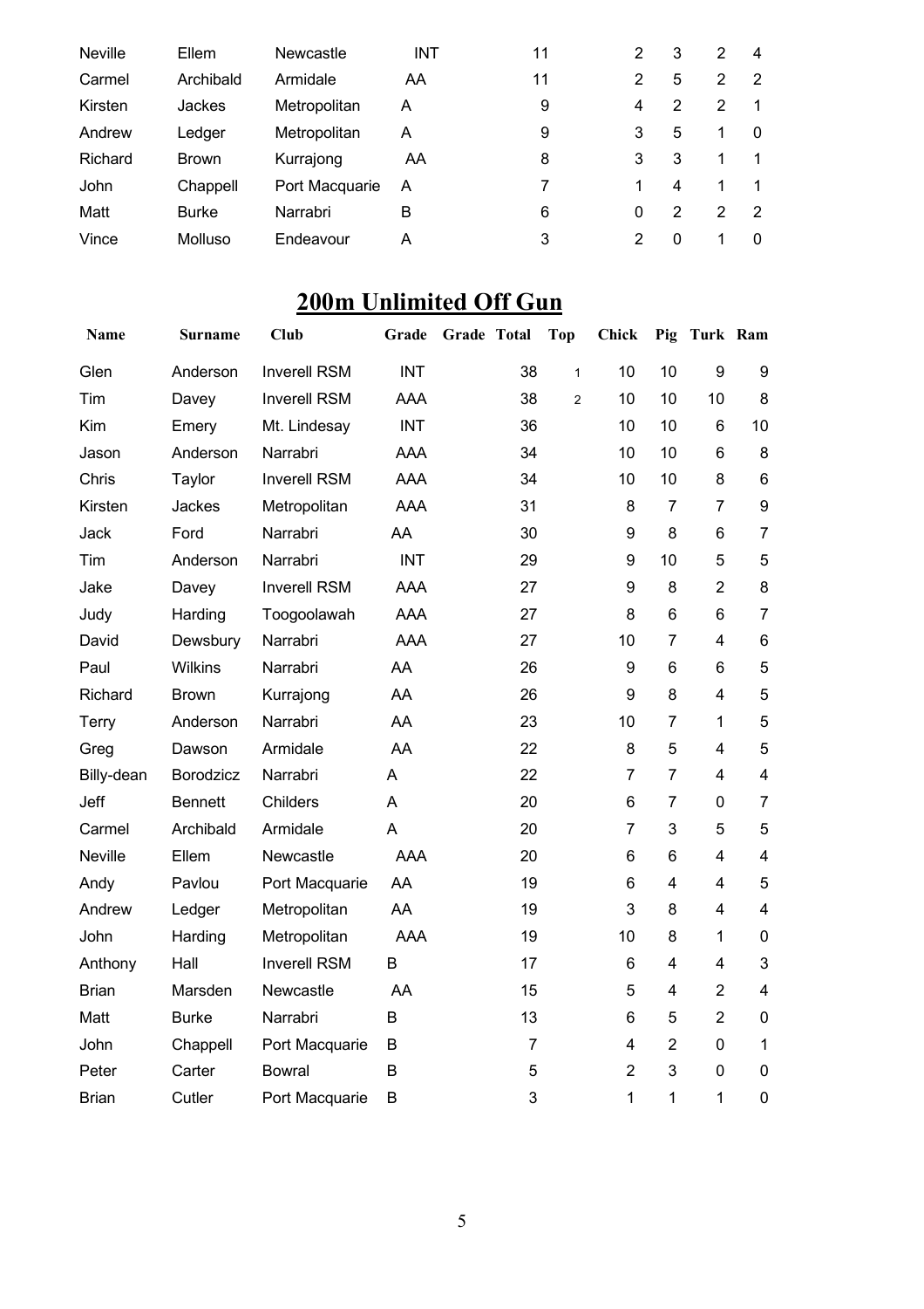| | | | | | | | | |
|---|---|---|---|---|---|---|---|---|
| Neville | Ellem | Newcastle | INT | 11 | 2 | 3 | 2 | 4 |
| Carmel | Archibald | Armidale | AA | 11 | 2 | 5 | 2 | 2 |
| Kirsten | Jackes | Metropolitan | A | 9 | 4 | 2 | 2 | 1 |
| Andrew | Ledger | Metropolitan | A | 9 | 3 | 5 | 1 | 0 |
| Richard | Brown | Kurrajong | AA | 8 | 3 | 3 | 1 | 1 |
| John | Chappell | Port Macquarie | A | 7 | 1 | 4 | 1 | 1 |
| Matt | Burke | Narrabri | B | 6 | 0 | 2 | 2 | 2 |
| Vince | Molluso | Endeavour | A | 3 | 2 | 0 | 1 | 0 |

## 200m Unlimited Off Gun

| Name | Surname | Club | Grade | Grade | Total | Top | Chick | Pig | Turk | Ram |
|---|---|---|---|---|---|---|---|---|---|---|
| Glen | Anderson | Inverell RSM | INT | | 38 | 1 | 10 | 10 | 9 | 9 |
| Tim | Davey | Inverell RSM | AAA | | 38 | 2 | 10 | 10 | 10 | 8 |
| Kim | Emery | Mt. Lindesay | INT | | 36 | | 10 | 10 | 6 | 10 |
| Jason | Anderson | Narrabri | AAA | | 34 | | 10 | 10 | 6 | 8 |
| Chris | Taylor | Inverell RSM | AAA | | 34 | | 10 | 10 | 8 | 6 |
| Kirsten | Jackes | Metropolitan | AAA | | 31 | | 8 | 7 | 7 | 9 |
| Jack | Ford | Narrabri | AA | | 30 | | 9 | 8 | 6 | 7 |
| Tim | Anderson | Narrabri | INT | | 29 | | 9 | 10 | 5 | 5 |
| Jake | Davey | Inverell RSM | AAA | | 27 | | 9 | 8 | 2 | 8 |
| Judy | Harding | Toogoolawah | AAA | | 27 | | 8 | 6 | 6 | 7 |
| David | Dewsbury | Narrabri | AAA | | 27 | | 10 | 7 | 4 | 6 |
| Paul | Wilkins | Narrabri | AA | | 26 | | 9 | 6 | 6 | 5 |
| Richard | Brown | Kurrajong | AA | | 26 | | 9 | 8 | 4 | 5 |
| Terry | Anderson | Narrabri | AA | | 23 | | 10 | 7 | 1 | 5 |
| Greg | Dawson | Armidale | AA | | 22 | | 8 | 5 | 4 | 5 |
| Billy-dean | Borodzicz | Narrabri | A | | 22 | | 7 | 7 | 4 | 4 |
| Jeff | Bennett | Childers | A | | 20 | | 6 | 7 | 0 | 7 |
| Carmel | Archibald | Armidale | A | | 20 | | 7 | 3 | 5 | 5 |
| Neville | Ellem | Newcastle | AAA | | 20 | | 6 | 6 | 4 | 4 |
| Andy | Pavlou | Port Macquarie | AA | | 19 | | 6 | 4 | 4 | 5 |
| Andrew | Ledger | Metropolitan | AA | | 19 | | 3 | 8 | 4 | 4 |
| John | Harding | Metropolitan | AAA | | 19 | | 10 | 8 | 1 | 0 |
| Anthony | Hall | Inverell RSM | B | | 17 | | 6 | 4 | 4 | 3 |
| Brian | Marsden | Newcastle | AA | | 15 | | 5 | 4 | 2 | 4 |
| Matt | Burke | Narrabri | B | | 13 | | 6 | 5 | 2 | 0 |
| John | Chappell | Port Macquarie | B | | 7 | | 4 | 2 | 0 | 1 |
| Peter | Carter | Bowral | B | | 5 | | 2 | 3 | 0 | 0 |
| Brian | Cutler | Port Macquarie | B | | 3 | | 1 | 1 | 1 | 0 |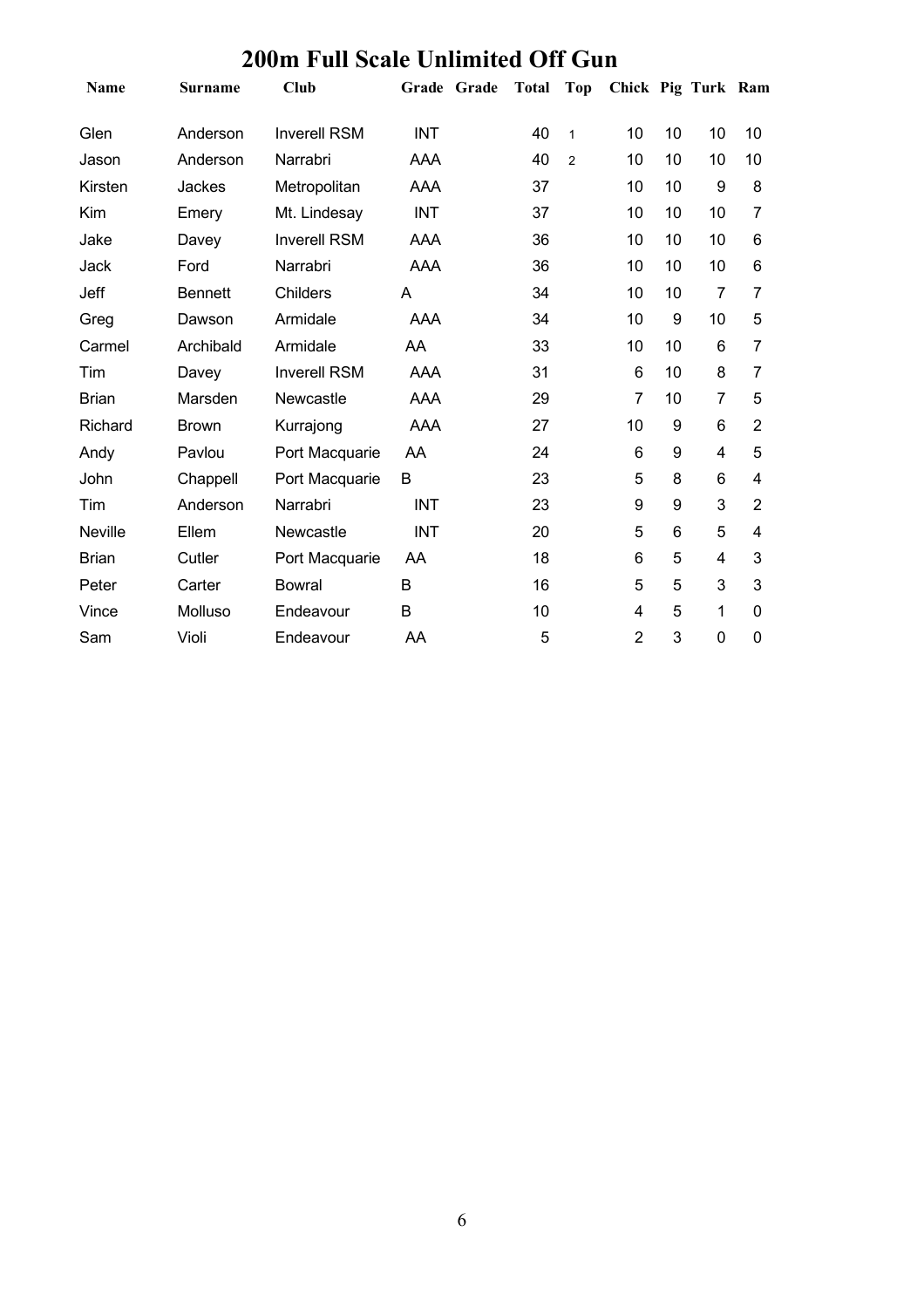# 200m Full Scale Unlimited Off Gun

| Name | Surname | Club | Grade | Grade | Total | Top | Chick | Pig | Turk | Ram |
|---|---|---|---|---|---|---|---|---|---|---|
| Glen | Anderson | Inverell RSM | INT | | 40 | 1 | 10 | 10 | 10 | 10 |
| Jason | Anderson | Narrabri | AAA | | 40 | 2 | 10 | 10 | 10 | 10 |
| Kirsten | Jackes | Metropolitan | AAA | | 37 | | 10 | 10 | 9 | 8 |
| Kim | Emery | Mt. Lindesay | INT | | 37 | | 10 | 10 | 10 | 7 |
| Jake | Davey | Inverell RSM | AAA | | 36 | | 10 | 10 | 10 | 6 |
| Jack | Ford | Narrabri | AAA | | 36 | | 10 | 10 | 10 | 6 |
| Jeff | Bennett | Childers | A | | 34 | | 10 | 10 | 7 | 7 |
| Greg | Dawson | Armidale | AAA | | 34 | | 10 | 9 | 10 | 5 |
| Carmel | Archibald | Armidale | AA | | 33 | | 10 | 10 | 6 | 7 |
| Tim | Davey | Inverell RSM | AAA | | 31 | | 6 | 10 | 8 | 7 |
| Brian | Marsden | Newcastle | AAA | | 29 | | 7 | 10 | 7 | 5 |
| Richard | Brown | Kurrajong | AAA | | 27 | | 10 | 9 | 6 | 2 |
| Andy | Pavlou | Port Macquarie | AA | | 24 | | 6 | 9 | 4 | 5 |
| John | Chappell | Port Macquarie | B | | 23 | | 5 | 8 | 6 | 4 |
| Tim | Anderson | Narrabri | INT | | 23 | | 9 | 9 | 3 | 2 |
| Neville | Ellem | Newcastle | INT | | 20 | | 5 | 6 | 5 | 4 |
| Brian | Cutler | Port Macquarie | AA | | 18 | | 6 | 5 | 4 | 3 |
| Peter | Carter | Bowral | B | | 16 | | 5 | 5 | 3 | 3 |
| Vince | Molluso | Endeavour | B | | 10 | | 4 | 5 | 1 | 0 |
| Sam | Violi | Endeavour | AA | | 5 | | 2 | 3 | 0 | 0 |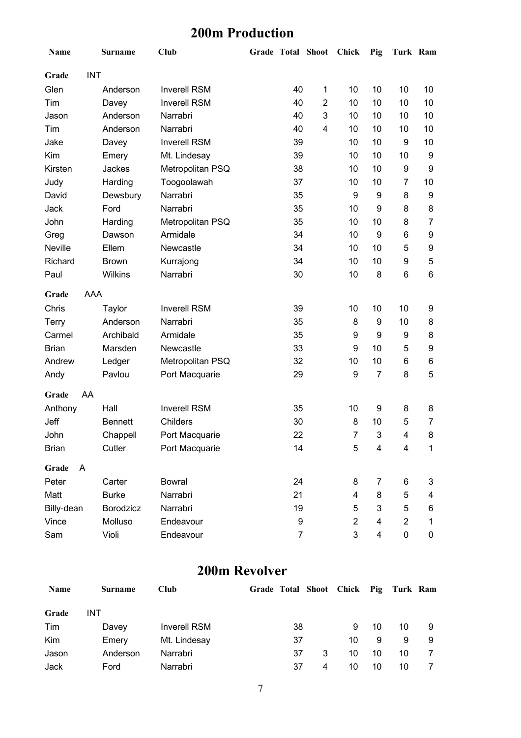# 200m Production

| Name | Surname | Club | Grade | Total | Shoot | Chick | Pig | Turk | Ram |
|---|---|---|---|---|---|---|---|---|---|
| **Grade** | INT | | | | | | | | |
| Glen | Anderson | Inverell RSM | | 40 | 1 | 10 | 10 | 10 | 10 |
| Tim | Davey | Inverell RSM | | 40 | 2 | 10 | 10 | 10 | 10 |
| Jason | Anderson | Narrabri | | 40 | 3 | 10 | 10 | 10 | 10 |
| Tim | Anderson | Narrabri | | 40 | 4 | 10 | 10 | 10 | 10 |
| Jake | Davey | Inverell RSM | | 39 | | 10 | 10 | 9 | 10 |
| Kim | Emery | Mt. Lindesay | | 39 | | 10 | 10 | 10 | 9 |
| Kirsten | Jackes | Metropolitan PSQ | | 38 | | 10 | 10 | 9 | 9 |
| Judy | Harding | Toogoolawah | | 37 | | 10 | 10 | 7 | 10 |
| David | Dewsbury | Narrabri | | 35 | | 9 | 9 | 8 | 9 |
| Jack | Ford | Narrabri | | 35 | | 10 | 9 | 8 | 8 |
| John | Harding | Metropolitan PSQ | | 35 | | 10 | 10 | 8 | 7 |
| Greg | Dawson | Armidale | | 34 | | 10 | 9 | 6 | 9 |
| Neville | Ellem | Newcastle | | 34 | | 10 | 10 | 5 | 9 |
| Richard | Brown | Kurrajong | | 34 | | 10 | 10 | 9 | 5 |
| Paul | Wilkins | Narrabri | | 30 | | 10 | 8 | 6 | 6 |
| **Grade** | AAA | | | | | | | | |
| Chris | Taylor | Inverell RSM | | 39 | | 10 | 10 | 10 | 9 |
| Terry | Anderson | Narrabri | | 35 | | 8 | 9 | 10 | 8 |
| Carmel | Archibald | Armidale | | 35 | | 9 | 9 | 9 | 8 |
| Brian | Marsden | Newcastle | | 33 | | 9 | 10 | 5 | 9 |
| Andrew | Ledger | Metropolitan PSQ | | 32 | | 10 | 10 | 6 | 6 |
| Andy | Pavlou | Port Macquarie | | 29 | | 9 | 7 | 8 | 5 |
| **Grade** | AA | | | | | | | | |
| Anthony | Hall | Inverell RSM | | 35 | | 10 | 9 | 8 | 8 |
| Jeff | Bennett | Childers | | 30 | | 8 | 10 | 5 | 7 |
| John | Chappell | Port Macquarie | | 22 | | 7 | 3 | 4 | 8 |
| Brian | Cutler | Port Macquarie | | 14 | | 5 | 4 | 4 | 1 |
| **Grade** | A | | | | | | | | |
| Peter | Carter | Bowral | | 24 | | 8 | 7 | 6 | 3 |
| Matt | Burke | Narrabri | | 21 | | 4 | 8 | 5 | 4 |
| Billy-dean | Borodzicz | Narrabri | | 19 | | 5 | 3 | 5 | 6 |
| Vince | Molluso | Endeavour | | 9 | | 2 | 4 | 2 | 1 |
| Sam | Violi | Endeavour | | 7 | | 3 | 4 | 0 | 0 |

# 200m Revolver

| Name | Surname | Club | Grade | Total | Shoot | Chick | Pig | Turk | Ram |
|---|---|---|---|---|---|---|---|---|---|
| **Grade** | INT | | | | | | | | |
| Tim | Davey | Inverell RSM | | 38 | | 9 | 10 | 10 | 9 |
| Kim | Emery | Mt. Lindesay | | 37 | | 10 | 9 | 9 | 9 |
| Jason | Anderson | Narrabri | | 37 | 3 | 10 | 10 | 10 | 7 |
| Jack | Ford | Narrabri | | 37 | 4 | 10 | 10 | 10 | 7 |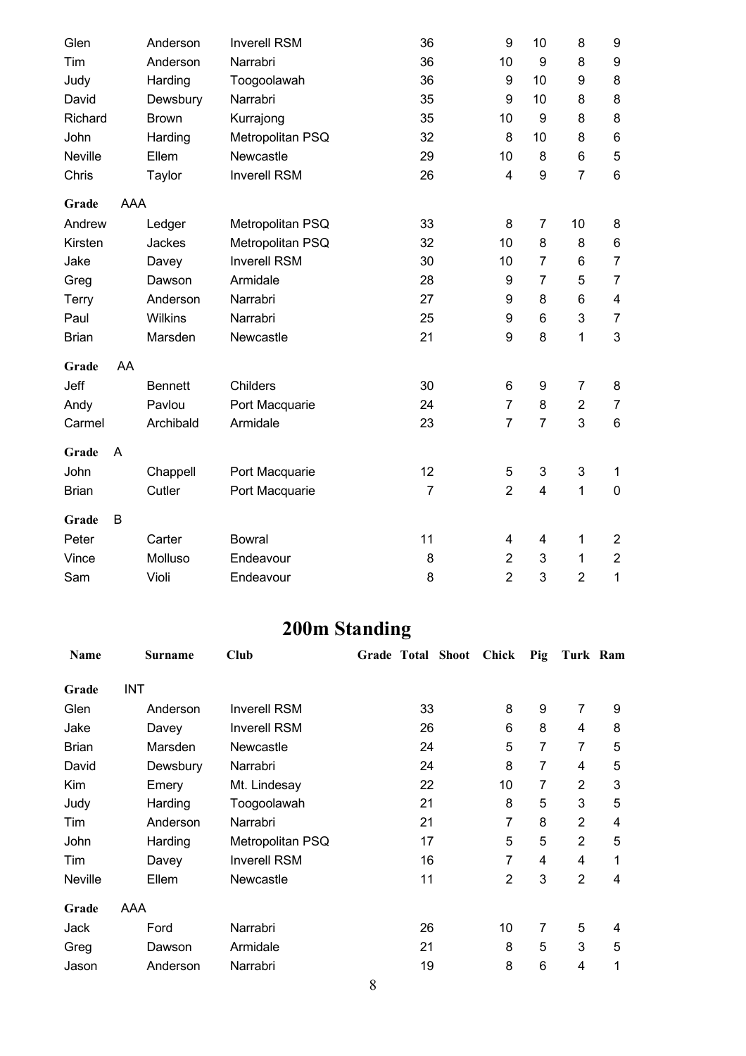| Name | Surname | Club | Grade | Total | Shoot | Chick | Pig | Turk | Ram |
|---|---|---|---|---|---|---|---|---|---|
| Glen | Anderson | Inverell RSM | | 36 | | 9 | 10 | 8 | 9 |
| Tim | Anderson | Narrabri | | 36 | | 10 | 9 | 8 | 9 |
| Judy | Harding | Toogoolawah | | 36 | | 9 | 10 | 9 | 8 |
| David | Dewsbury | Narrabri | | 35 | | 9 | 10 | 8 | 8 |
| Richard | Brown | Kurrajong | | 35 | | 10 | 9 | 8 | 8 |
| John | Harding | Metropolitan PSQ | | 32 | | 8 | 10 | 8 | 6 |
| Neville | Ellem | Newcastle | | 29 | | 10 | 8 | 6 | 5 |
| Chris | Taylor | Inverell RSM | | 26 | | 4 | 9 | 7 | 6 |
| **Grade** | AAA | | | | | | | | |
| Andrew | Ledger | Metropolitan PSQ | | 33 | | 8 | 7 | 10 | 8 |
| Kirsten | Jackes | Metropolitan PSQ | | 32 | | 10 | 8 | 8 | 6 |
| Jake | Davey | Inverell RSM | | 30 | | 10 | 7 | 6 | 7 |
| Greg | Dawson | Armidale | | 28 | | 9 | 7 | 5 | 7 |
| Terry | Anderson | Narrabri | | 27 | | 9 | 8 | 6 | 4 |
| Paul | Wilkins | Narrabri | | 25 | | 9 | 6 | 3 | 7 |
| Brian | Marsden | Newcastle | | 21 | | 9 | 8 | 1 | 3 |
| **Grade** | AA | | | | | | | | |
| Jeff | Bennett | Childers | | 30 | | 6 | 9 | 7 | 8 |
| Andy | Pavlou | Port Macquarie | | 24 | | 7 | 8 | 2 | 7 |
| Carmel | Archibald | Armidale | | 23 | | 7 | 7 | 3 | 6 |
| **Grade** | A | | | | | | | | |
| John | Chappell | Port Macquarie | | 12 | | 5 | 3 | 3 | 1 |
| Brian | Cutler | Port Macquarie | | 7 | | 2 | 4 | 1 | 0 |
| **Grade** | B | | | | | | | | |
| Peter | Carter | Bowral | | 11 | | 4 | 4 | 1 | 2 |
| Vince | Molluso | Endeavour | | 8 | | 2 | 3 | 1 | 2 |
| Sam | Violi | Endeavour | | 8 | | 2 | 3 | 2 | 1 |

# 200m Standing

| Name | Surname | Club | Grade | Total | Shoot | Chick | Pig | Turk | Ram |
|---|---|---|---|---|---|---|---|---|---|
| **Grade** | INT | | | | | | | | |
| Glen | Anderson | Inverell RSM | | 33 | | 8 | 9 | 7 | 9 |
| Jake | Davey | Inverell RSM | | 26 | | 6 | 8 | 4 | 8 |
| Brian | Marsden | Newcastle | | 24 | | 5 | 7 | 7 | 5 |
| David | Dewsbury | Narrabri | | 24 | | 8 | 7 | 4 | 5 |
| Kim | Emery | Mt. Lindesay | | 22 | | 10 | 7 | 2 | 3 |
| Judy | Harding | Toogoolawah | | 21 | | 8 | 5 | 3 | 5 |
| Tim | Anderson | Narrabri | | 21 | | 7 | 8 | 2 | 4 |
| John | Harding | Metropolitan PSQ | | 17 | | 5 | 5 | 2 | 5 |
| Tim | Davey | Inverell RSM | | 16 | | 7 | 4 | 4 | 1 |
| Neville | Ellem | Newcastle | | 11 | | 2 | 3 | 2 | 4 |
| **Grade** | AAA | | | | | | | | |
| Jack | Ford | Narrabri | | 26 | | 10 | 7 | 5 | 4 |
| Greg | Dawson | Armidale | | 21 | | 8 | 5 | 3 | 5 |
| Jason | Anderson | Narrabri | | 19 | | 8 | 6 | 4 | 1 |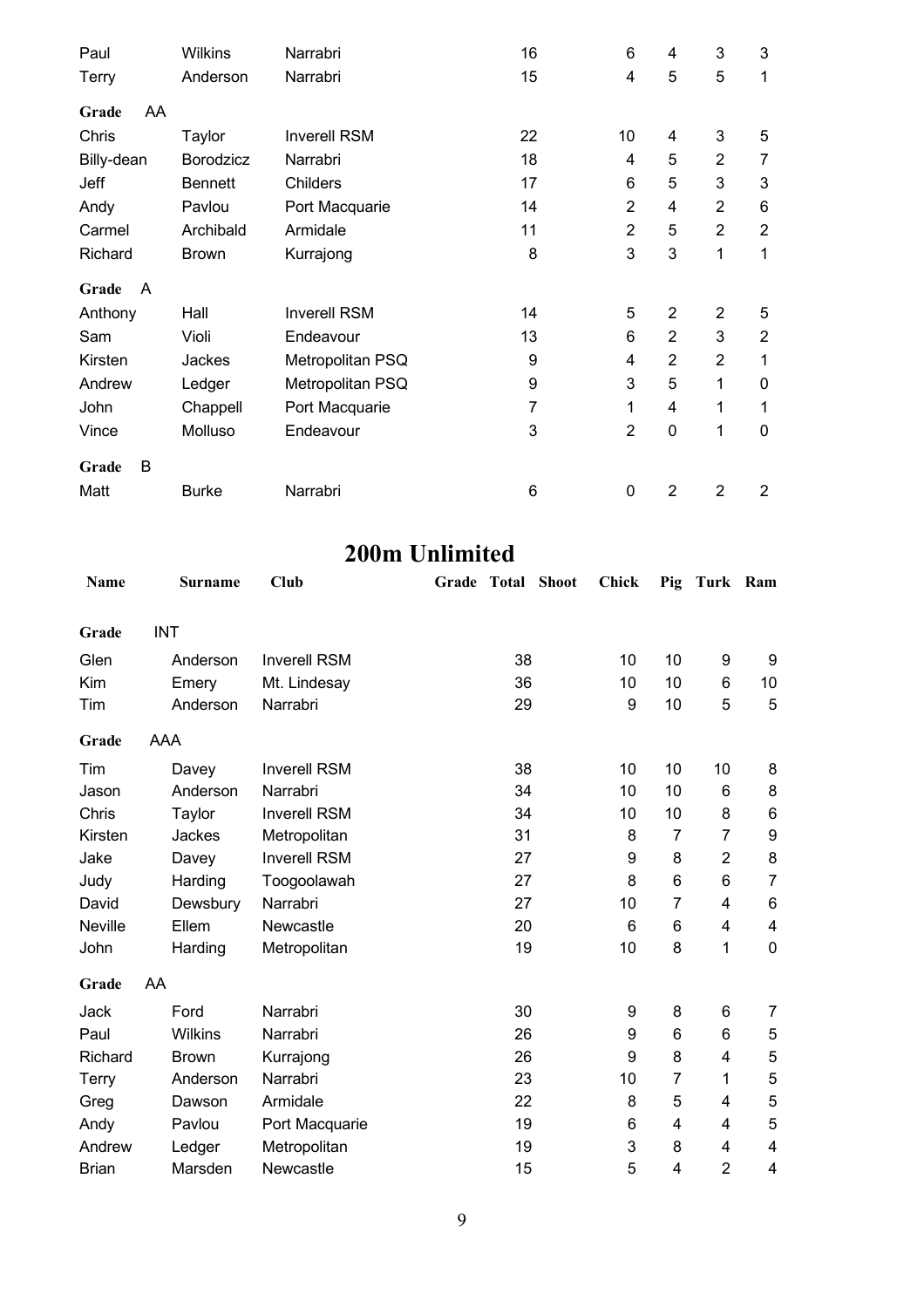| Name | Surname | Club | Grade | Total | Shoot | Chick | Pig | Turk | Ram |
|---|---|---|---|---|---|---|---|---|---|
| Paul | Wilkins | Narrabri | | 16 | | 6 | 4 | 3 | 3 |
| Terry | Anderson | Narrabri | | 15 | | 4 | 5 | 5 | 1 |
| **Grade** AA | | | | | | | | | |
| Chris | Taylor | Inverell RSM | | 22 | | 10 | 4 | 3 | 5 |
| Billy-dean | Borodzicz | Narrabri | | 18 | | 4 | 5 | 2 | 7 |
| Jeff | Bennett | Childers | | 17 | | 6 | 5 | 3 | 3 |
| Andy | Pavlou | Port Macquarie | | 14 | | 2 | 4 | 2 | 6 |
| Carmel | Archibald | Armidale | | 11 | | 2 | 5 | 2 | 2 |
| Richard | Brown | Kurrajong | | 8 | | 3 | 3 | 1 | 1 |
| **Grade** A | | | | | | | | | |
| Anthony | Hall | Inverell RSM | | 14 | | 5 | 2 | 2 | 5 |
| Sam | Violi | Endeavour | | 13 | | 6 | 2 | 3 | 2 |
| Kirsten | Jackes | Metropolitan PSQ | | 9 | | 4 | 2 | 2 | 1 |
| Andrew | Ledger | Metropolitan PSQ | | 9 | | 3 | 5 | 1 | 0 |
| John | Chappell | Port Macquarie | | 7 | | 1 | 4 | 1 | 1 |
| Vince | Molluso | Endeavour | | 3 | | 2 | 0 | 1 | 0 |
| **Grade** B | | | | | | | | | |
| Matt | Burke | Narrabri | | 6 | | 0 | 2 | 2 | 2 |

## 200m Unlimited

| Name | Surname | Club | Grade | Total | Shoot | Chick | Pig | Turk | Ram |
|---|---|---|---|---|---|---|---|---|---|
| **Grade** INT | | | | | | | | | |
| Glen | Anderson | Inverell RSM | | 38 | | 10 | 10 | 9 | 9 |
| Kim | Emery | Mt. Lindesay | | 36 | | 10 | 10 | 6 | 10 |
| Tim | Anderson | Narrabri | | 29 | | 9 | 10 | 5 | 5 |
| **Grade** AAA | | | | | | | | | |
| Tim | Davey | Inverell RSM | | 38 | | 10 | 10 | 10 | 8 |
| Jason | Anderson | Narrabri | | 34 | | 10 | 10 | 6 | 8 |
| Chris | Taylor | Inverell RSM | | 34 | | 10 | 10 | 8 | 6 |
| Kirsten | Jackes | Metropolitan | | 31 | | 8 | 7 | 7 | 9 |
| Jake | Davey | Inverell RSM | | 27 | | 9 | 8 | 2 | 8 |
| Judy | Harding | Toogoolawah | | 27 | | 8 | 6 | 6 | 7 |
| David | Dewsbury | Narrabri | | 27 | | 10 | 7 | 4 | 6 |
| Neville | Ellem | Newcastle | | 20 | | 6 | 6 | 4 | 4 |
| John | Harding | Metropolitan | | 19 | | 10 | 8 | 1 | 0 |
| **Grade** AA | | | | | | | | | |
| Jack | Ford | Narrabri | | 30 | | 9 | 8 | 6 | 7 |
| Paul | Wilkins | Narrabri | | 26 | | 9 | 6 | 6 | 5 |
| Richard | Brown | Kurrajong | | 26 | | 9 | 8 | 4 | 5 |
| Terry | Anderson | Narrabri | | 23 | | 10 | 7 | 1 | 5 |
| Greg | Dawson | Armidale | | 22 | | 8 | 5 | 4 | 5 |
| Andy | Pavlou | Port Macquarie | | 19 | | 6 | 4 | 4 | 5 |
| Andrew | Ledger | Metropolitan | | 19 | | 3 | 8 | 4 | 4 |
| Brian | Marsden | Newcastle | | 15 | | 5 | 4 | 2 | 4 |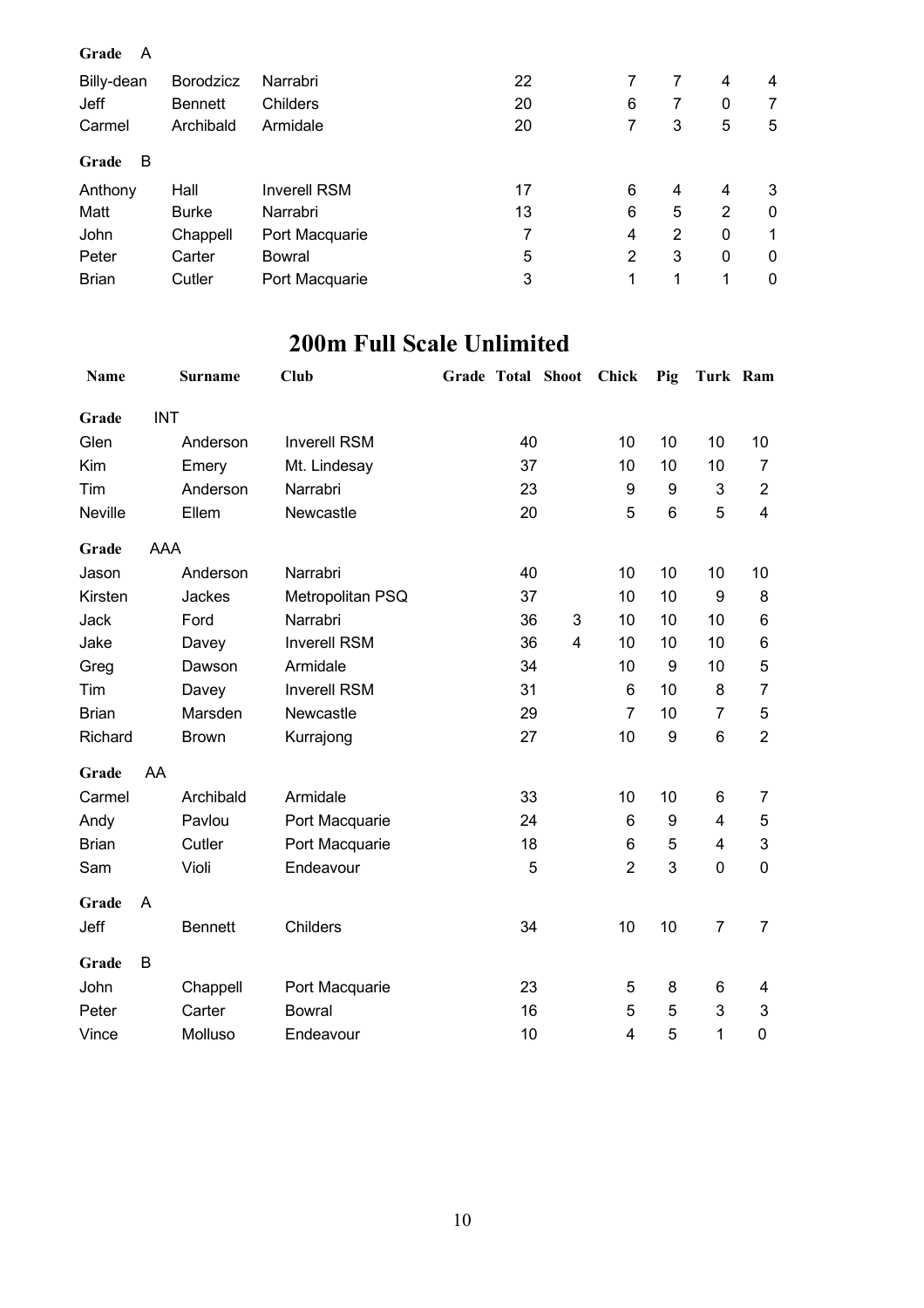| | | | | | | | |
|---|---|---|---|---|---|---|---|
| **Grade** A | | | | | | | |
| Billy-dean | Borodzicz | Narrabri | 22 | 7 | 7 | 4 | 4 |
| Jeff | Bennett | Childers | 20 | 6 | 7 | 0 | 7 |
| Carmel | Archibald | Armidale | 20 | 7 | 3 | 5 | 5 |
| **Grade** B | | | | | | | |
| Anthony | Hall | Inverell RSM | 17 | 6 | 4 | 4 | 3 |
| Matt | Burke | Narrabri | 13 | 6 | 5 | 2 | 0 |
| John | Chappell | Port Macquarie | 7 | 4 | 2 | 0 | 1 |
| Peter | Carter | Bowral | 5 | 2 | 3 | 0 | 0 |
| Brian | Cutler | Port Macquarie | 3 | 1 | 1 | 1 | 0 |

# 200m Full Scale Unlimited

| Name | Surname | Club | Grade | Total | Shoot | Chick | Pig | Turk | Ram |
|---|---|---|---|---|---|---|---|---|---|
| **Grade** INT | | | | | | | | | |
| Glen | Anderson | Inverell RSM | | 40 | | 10 | 10 | 10 | 10 |
| Kim | Emery | Mt. Lindesay | | 37 | | 10 | 10 | 10 | 7 |
| Tim | Anderson | Narrabri | | 23 | | 9 | 9 | 3 | 2 |
| Neville | Ellem | Newcastle | | 20 | | 5 | 6 | 5 | 4 |
| **Grade** AAA | | | | | | | | | |
| Jason | Anderson | Narrabri | | 40 | | 10 | 10 | 10 | 10 |
| Kirsten | Jackes | Metropolitan PSQ | | 37 | | 10 | 10 | 9 | 8 |
| Jack | Ford | Narrabri | | 36 | 3 | 10 | 10 | 10 | 6 |
| Jake | Davey | Inverell RSM | | 36 | 4 | 10 | 10 | 10 | 6 |
| Greg | Dawson | Armidale | | 34 | | 10 | 9 | 10 | 5 |
| Tim | Davey | Inverell RSM | | 31 | | 6 | 10 | 8 | 7 |
| Brian | Marsden | Newcastle | | 29 | | 7 | 10 | 7 | 5 |
| Richard | Brown | Kurrajong | | 27 | | 10 | 9 | 6 | 2 |
| **Grade** AA | | | | | | | | | |
| Carmel | Archibald | Armidale | | 33 | | 10 | 10 | 6 | 7 |
| Andy | Pavlou | Port Macquarie | | 24 | | 6 | 9 | 4 | 5 |
| Brian | Cutler | Port Macquarie | | 18 | | 6 | 5 | 4 | 3 |
| Sam | Violi | Endeavour | | 5 | | 2 | 3 | 0 | 0 |
| **Grade** A | | | | | | | | | |
| Jeff | Bennett | Childers | | 34 | | 10 | 10 | 7 | 7 |
| **Grade** B | | | | | | | | | |
| John | Chappell | Port Macquarie | | 23 | | 5 | 8 | 6 | 4 |
| Peter | Carter | Bowral | | 16 | | 5 | 5 | 3 | 3 |
| Vince | Molluso | Endeavour | | 10 | | 4 | 5 | 1 | 0 |